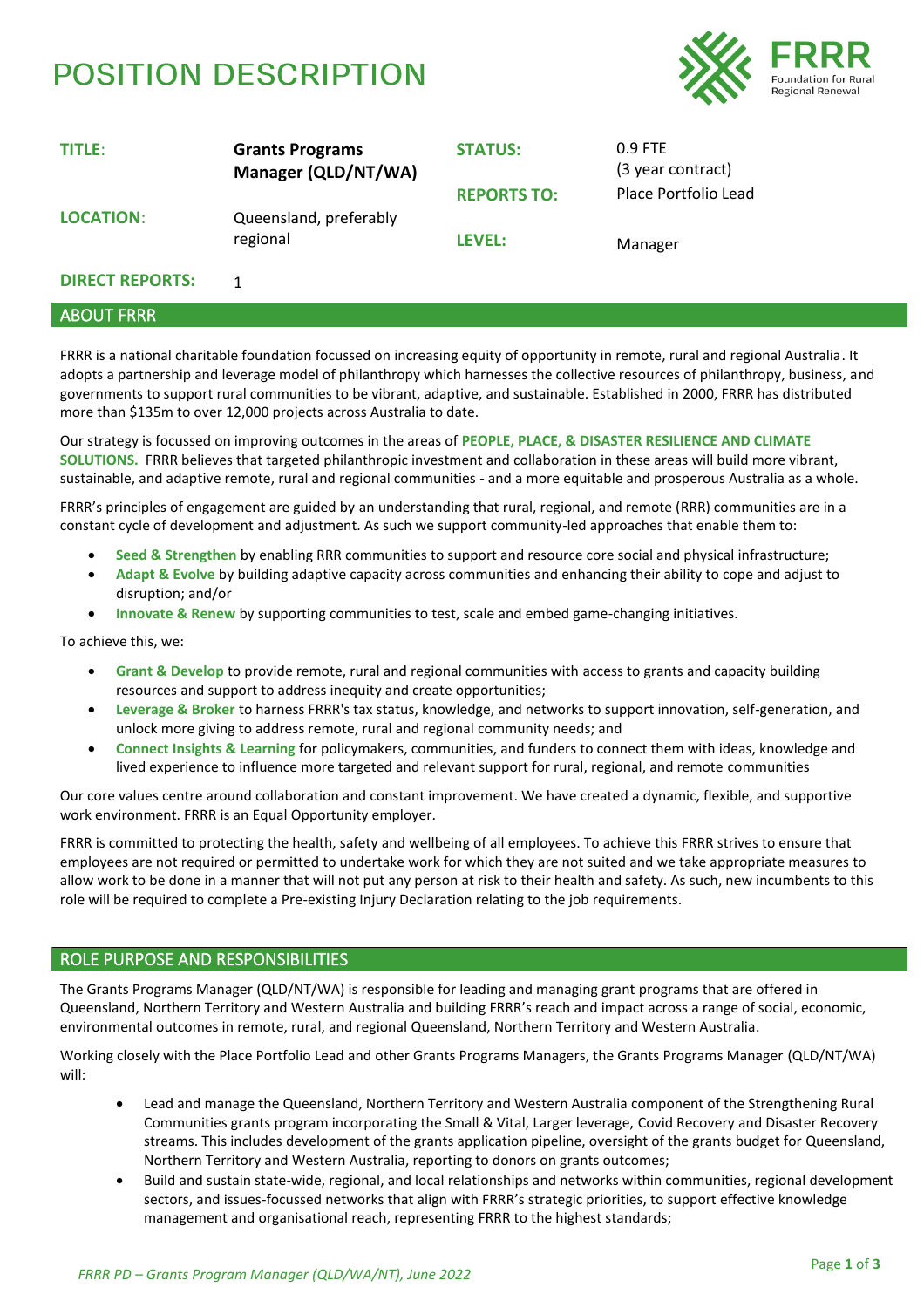# POSITION DESCRIPTION

| | | | |
|---|---|---|---|
| **TITLE:** | **Grants Programs Manager (QLD/NT/WA)** | **STATUS:** | 0.9 FTE (3 year contract) |
| | | **REPORTS TO:** | Place Portfolio Lead |
| **LOCATION:** | Queensland, preferably regional | **LEVEL:** | Manager |
| **DIRECT REPORTS:** | 1 | | |

## ABOUT FRRR

FRRR is a national charitable foundation focussed on increasing equity of opportunity in remote, rural and regional Australia. It adopts a partnership and leverage model of philanthropy which harnesses the collective resources of philanthropy, business, and governments to support rural communities to be vibrant, adaptive, and sustainable. Established in 2000, FRRR has distributed more than $135m to over 12,000 projects across Australia to date.

Our strategy is focussed on improving outcomes in the areas of **PEOPLE, PLACE, & DISASTER RESILIENCE AND CLIMATE SOLUTIONS.** FRRR believes that targeted philanthropic investment and collaboration in these areas will build more vibrant, sustainable, and adaptive remote, rural and regional communities - and a more equitable and prosperous Australia as a whole.

FRRR's principles of engagement are guided by an understanding that rural, regional, and remote (RRR) communities are in a constant cycle of development and adjustment. As such we support community-led approaches that enable them to:

- **Seed & Strengthen** by enabling RRR communities to support and resource core social and physical infrastructure;
- **Adapt & Evolve** by building adaptive capacity across communities and enhancing their ability to cope and adjust to disruption; and/or
- **Innovate & Renew** by supporting communities to test, scale and embed game-changing initiatives.

To achieve this, we:

- **Grant & Develop** to provide remote, rural and regional communities with access to grants and capacity building resources and support to address inequity and create opportunities;
- **Leverage & Broker** to harness FRRR's tax status, knowledge, and networks to support innovation, self-generation, and unlock more giving to address remote, rural and regional community needs; and
- **Connect Insights & Learning** for policymakers, communities, and funders to connect them with ideas, knowledge and lived experience to influence more targeted and relevant support for rural, regional, and remote communities

Our core values centre around collaboration and constant improvement. We have created a dynamic, flexible, and supportive work environment. FRRR is an Equal Opportunity employer.

FRRR is committed to protecting the health, safety and wellbeing of all employees. To achieve this FRRR strives to ensure that employees are not required or permitted to undertake work for which they are not suited and we take appropriate measures to allow work to be done in a manner that will not put any person at risk to their health and safety. As such, new incumbents to this role will be required to complete a Pre-existing Injury Declaration relating to the job requirements.

## ROLE PURPOSE AND RESPONSIBILITIES

The Grants Programs Manager (QLD/NT/WA) is responsible for leading and managing grant programs that are offered in Queensland, Northern Territory and Western Australia and building FRRR's reach and impact across a range of social, economic, environmental outcomes in remote, rural, and regional Queensland, Northern Territory and Western Australia.

Working closely with the Place Portfolio Lead and other Grants Programs Managers, the Grants Programs Manager (QLD/NT/WA) will:

- Lead and manage the Queensland, Northern Territory and Western Australia component of the Strengthening Rural Communities grants program incorporating the Small & Vital, Larger leverage, Covid Recovery and Disaster Recovery streams. This includes development of the grants application pipeline, oversight of the grants budget for Queensland, Northern Territory and Western Australia, reporting to donors on grants outcomes;
- Build and sustain state-wide, regional, and local relationships and networks within communities, regional development sectors, and issues-focussed networks that align with FRRR's strategic priorities, to support effective knowledge management and organisational reach, representing FRRR to the highest standards;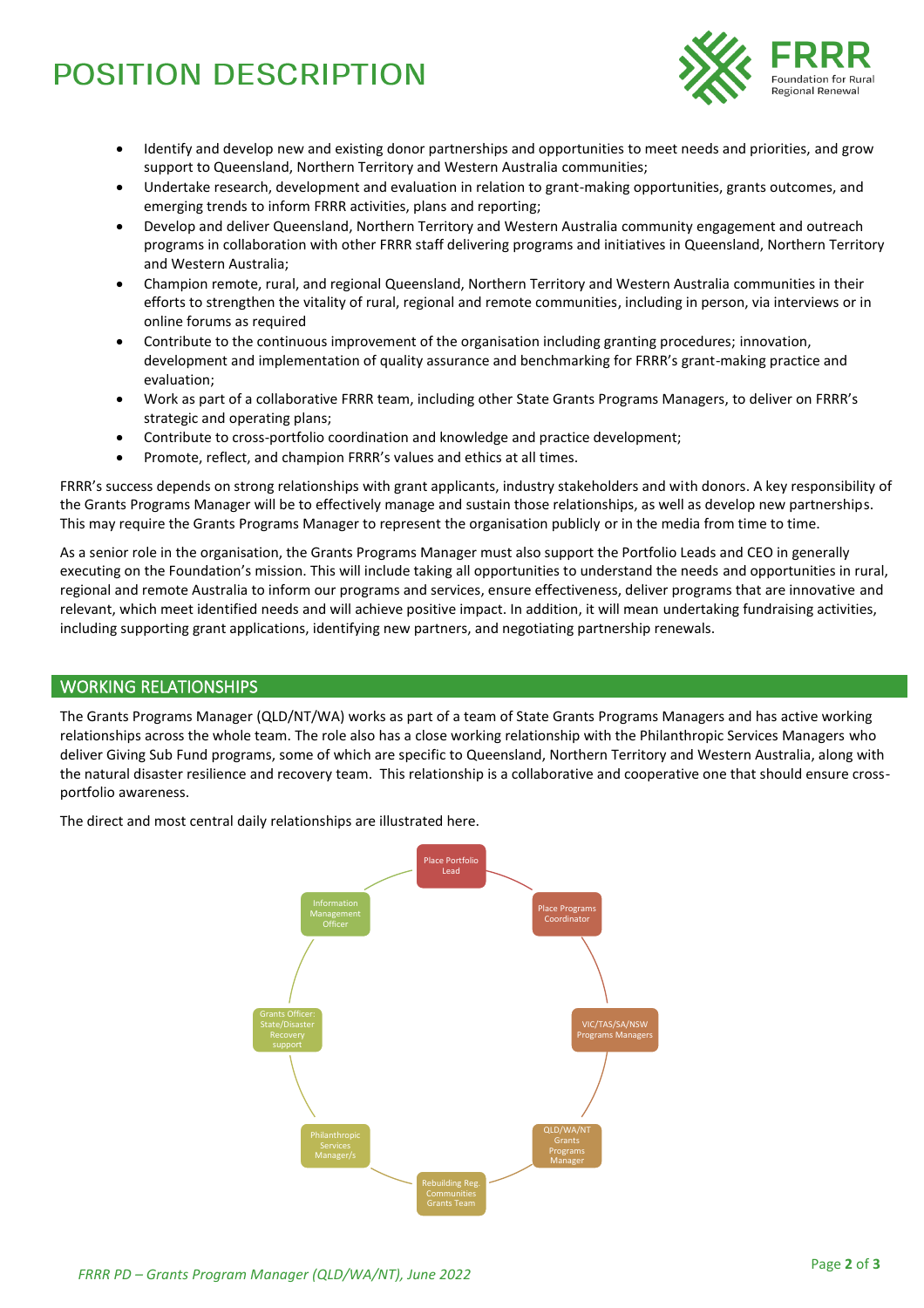- Identify and develop new and existing donor partnerships and opportunities to meet needs and priorities, and grow support to Queensland, Northern Territory and Western Australia communities;
- Undertake research, development and evaluation in relation to grant-making opportunities, grants outcomes, and emerging trends to inform FRRR activities, plans and reporting;
- Develop and deliver Queensland, Northern Territory and Western Australia community engagement and outreach programs in collaboration with other FRRR staff delivering programs and initiatives in Queensland, Northern Territory and Western Australia;
- Champion remote, rural, and regional Queensland, Northern Territory and Western Australia communities in their efforts to strengthen the vitality of rural, regional and remote communities, including in person, via interviews or in online forums as required
- Contribute to the continuous improvement of the organisation including granting procedures; innovation, development and implementation of quality assurance and benchmarking for FRRR's grant-making practice and evaluation;
- Work as part of a collaborative FRRR team, including other State Grants Programs Managers, to deliver on FRRR's strategic and operating plans;
- Contribute to cross-portfolio coordination and knowledge and practice development;
- Promote, reflect, and champion FRRR's values and ethics at all times.

FRRR's success depends on strong relationships with grant applicants, industry stakeholders and with donors. A key responsibility of the Grants Programs Manager will be to effectively manage and sustain those relationships, as well as develop new partnerships. This may require the Grants Programs Manager to represent the organisation publicly or in the media from time to time.

As a senior role in the organisation, the Grants Programs Manager must also support the Portfolio Leads and CEO in generally executing on the Foundation's mission. This will include taking all opportunities to understand the needs and opportunities in rural, regional and remote Australia to inform our programs and services, ensure effectiveness, deliver programs that are innovative and relevant, which meet identified needs and will achieve positive impact. In addition, it will mean undertaking fundraising activities, including supporting grant applications, identifying new partners, and negotiating partnership renewals.

## WORKING RELATIONSHIPS

The Grants Programs Manager (QLD/NT/WA) works as part of a team of State Grants Programs Managers and has active working relationships across the whole team. The role also has a close working relationship with the Philanthropic Services Managers who deliver Giving Sub Fund programs, some of which are specific to Queensland, Northern Territory and Western Australia, along with the natural disaster resilience and recovery team. This relationship is a collaborative and cooperative one that should ensure cross-portfolio awareness.

The direct and most central daily relationships are illustrated here.

Place Portfolio Lead

Place Programs Coordinator

VIC/TAS/SA/NSW Programs Managers

QLD/WA/NT Grants Programs Manager

Rebuilding Reg. Communities Grants Team

Philanthropic Services Manager/s

Grants Officer: State/Disaster Recovery support

Information Management Officer

*FRRR PD – Grants Program Manager (QLD/WA/NT), June 2022*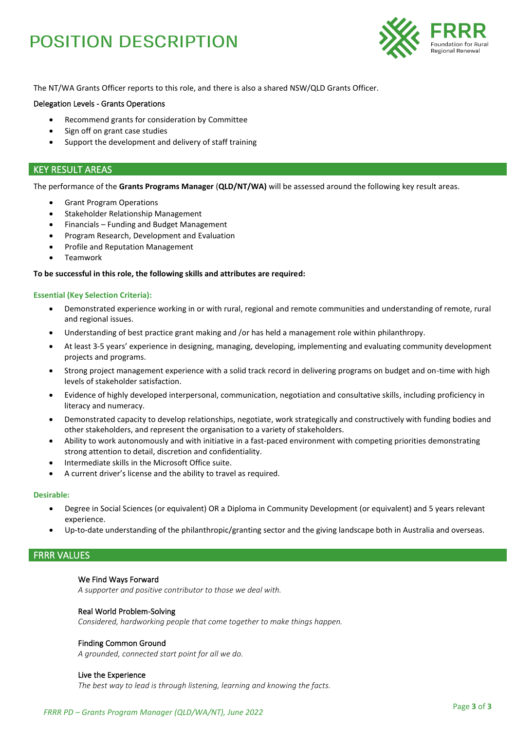# POSITION DESCRIPTION

The NT/WA Grants Officer reports to this role, and there is also a shared NSW/QLD Grants Officer.

Delegation Levels - Grants Operations

- Recommend grants for consideration by Committee
- Sign off on grant case studies
- Support the development and delivery of staff training

## KEY RESULT AREAS

The performance of the **Grants Programs Manager** (**QLD/NT/WA)** will be assessed around the following key result areas.

- Grant Program Operations
- Stakeholder Relationship Management
- Financials – Funding and Budget Management
- Program Research, Development and Evaluation
- Profile and Reputation Management
- Teamwork

**To be successful in this role, the following skills and attributes are required:**

**Essential (Key Selection Criteria):**

- Demonstrated experience working in or with rural, regional and remote communities and understanding of remote, rural and regional issues.
- Understanding of best practice grant making and /or has held a management role within philanthropy.
- At least 3-5 years' experience in designing, managing, developing, implementing and evaluating community development projects and programs.
- Strong project management experience with a solid track record in delivering programs on budget and on-time with high levels of stakeholder satisfaction.
- Evidence of highly developed interpersonal, communication, negotiation and consultative skills, including proficiency in literacy and numeracy.
- Demonstrated capacity to develop relationships, negotiate, work strategically and constructively with funding bodies and other stakeholders, and represent the organisation to a variety of stakeholders.
- Ability to work autonomously and with initiative in a fast-paced environment with competing priorities demonstrating strong attention to detail, discretion and confidentiality.
- Intermediate skills in the Microsoft Office suite.
- A current driver's license and the ability to travel as required.

**Desirable:**

- Degree in Social Sciences (or equivalent) OR a Diploma in Community Development (or equivalent) and 5 years relevant experience.
- Up-to-date understanding of the philanthropic/granting sector and the giving landscape both in Australia and overseas.

## FRRR VALUES

We Find Ways Forward
*A supporter and positive contributor to those we deal with.*

Real World Problem-Solving
*Considered, hardworking people that come together to make things happen.*

Finding Common Ground
*A grounded, connected start point for all we do.*

Live the Experience
*The best way to lead is through listening, learning and knowing the facts.*